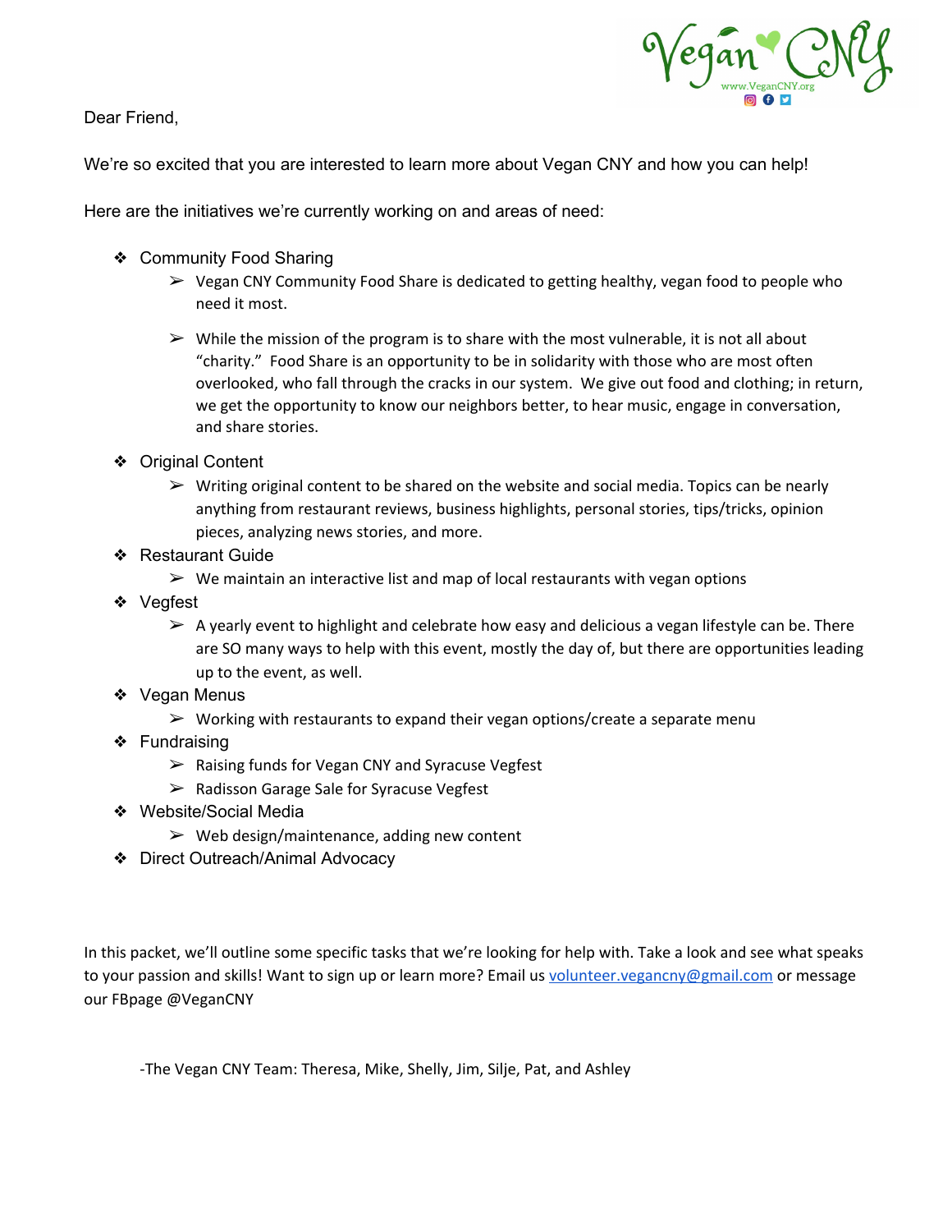Vegan CNY
www.VeganCNY.org

Dear Friend,

We're so excited that you are interested to learn more about Vegan CNY and how you can help!

Here are the initiatives we're currently working on and areas of need:

- Community Food Sharing
  - Vegan CNY Community Food Share is dedicated to getting healthy, vegan food to people who need it most.
  - While the mission of the program is to share with the most vulnerable, it is not all about "charity." Food Share is an opportunity to be in solidarity with those who are most often overlooked, who fall through the cracks in our system. We give out food and clothing; in return, we get the opportunity to know our neighbors better, to hear music, engage in conversation, and share stories.
- Original Content
  - Writing original content to be shared on the website and social media. Topics can be nearly anything from restaurant reviews, business highlights, personal stories, tips/tricks, opinion pieces, analyzing news stories, and more.
- Restaurant Guide
  - We maintain an interactive list and map of local restaurants with vegan options
- Vegfest
  - A yearly event to highlight and celebrate how easy and delicious a vegan lifestyle can be. There are SO many ways to help with this event, mostly the day of, but there are opportunities leading up to the event, as well.
- Vegan Menus
  - Working with restaurants to expand their vegan options/create a separate menu
- Fundraising
  - Raising funds for Vegan CNY and Syracuse Vegfest
  - Radisson Garage Sale for Syracuse Vegfest
- Website/Social Media
  - Web design/maintenance, adding new content
- Direct Outreach/Animal Advocacy

In this packet, we'll outline some specific tasks that we're looking for help with. Take a look and see what speaks to your passion and skills! Want to sign up or learn more? Email us volunteer.vegancny@gmail.com or message our FBpage @VeganCNY

-The Vegan CNY Team: Theresa, Mike, Shelly, Jim, Silje, Pat, and Ashley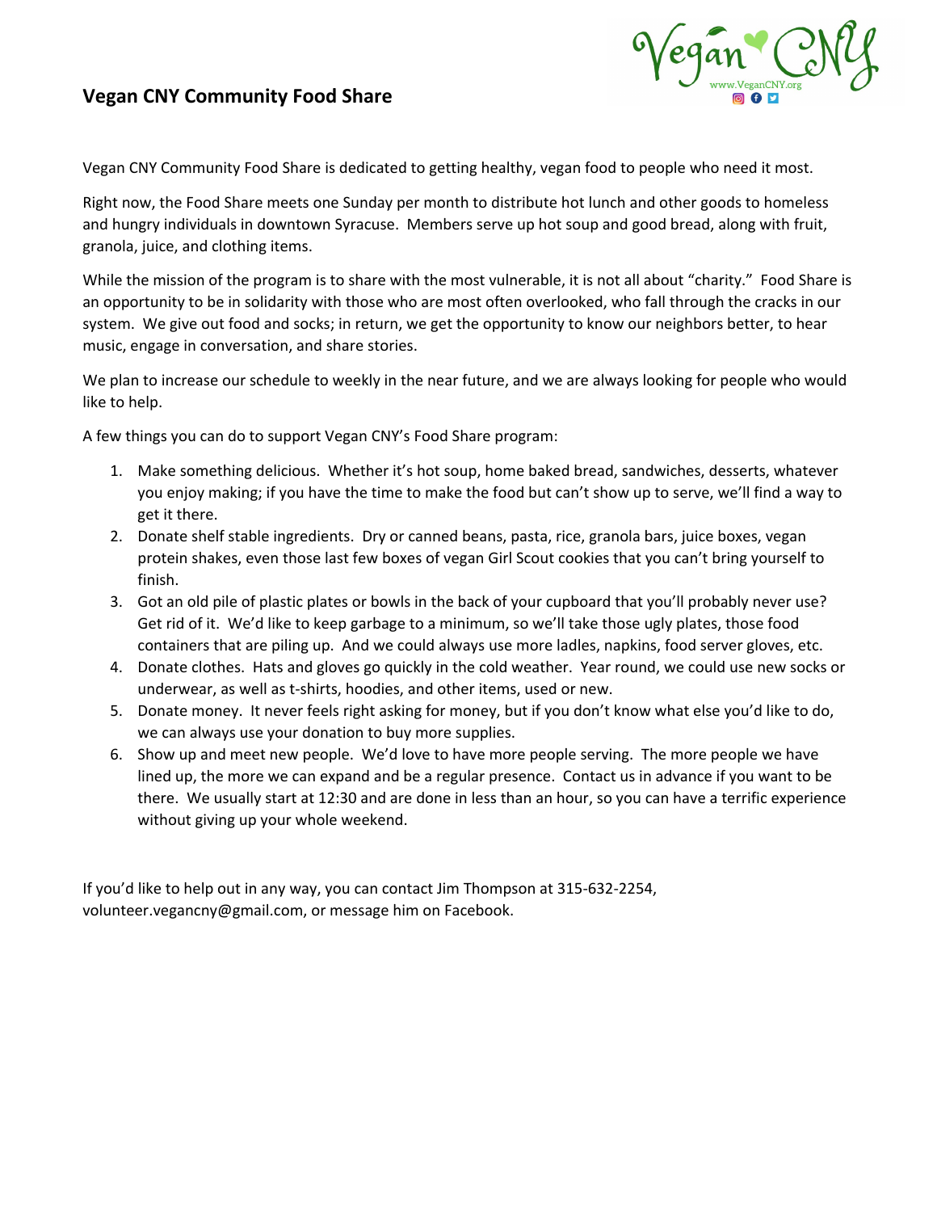# Vegan CNY Community Food Share

Vegan CNY Community Food Share is dedicated to getting healthy, vegan food to people who need it most.

Right now, the Food Share meets one Sunday per month to distribute hot lunch and other goods to homeless and hungry individuals in downtown Syracuse. Members serve up hot soup and good bread, along with fruit, granola, juice, and clothing items.

While the mission of the program is to share with the most vulnerable, it is not all about "charity." Food Share is an opportunity to be in solidarity with those who are most often overlooked, who fall through the cracks in our system. We give out food and socks; in return, we get the opportunity to know our neighbors better, to hear music, engage in conversation, and share stories.

We plan to increase our schedule to weekly in the near future, and we are always looking for people who would like to help.

A few things you can do to support Vegan CNY's Food Share program:

1. Make something delicious. Whether it's hot soup, home baked bread, sandwiches, desserts, whatever you enjoy making; if you have the time to make the food but can't show up to serve, we'll find a way to get it there.
2. Donate shelf stable ingredients. Dry or canned beans, pasta, rice, granola bars, juice boxes, vegan protein shakes, even those last few boxes of vegan Girl Scout cookies that you can't bring yourself to finish.
3. Got an old pile of plastic plates or bowls in the back of your cupboard that you'll probably never use? Get rid of it. We'd like to keep garbage to a minimum, so we'll take those ugly plates, those food containers that are piling up. And we could always use more ladles, napkins, food server gloves, etc.
4. Donate clothes. Hats and gloves go quickly in the cold weather. Year round, we could use new socks or underwear, as well as t-shirts, hoodies, and other items, used or new.
5. Donate money. It never feels right asking for money, but if you don't know what else you'd like to do, we can always use your donation to buy more supplies.
6. Show up and meet new people. We'd love to have more people serving. The more people we have lined up, the more we can expand and be a regular presence. Contact us in advance if you want to be there. We usually start at 12:30 and are done in less than an hour, so you can have a terrific experience without giving up your whole weekend.

If you'd like to help out in any way, you can contact Jim Thompson at 315-632-2254, volunteer.vegancny@gmail.com, or message him on Facebook.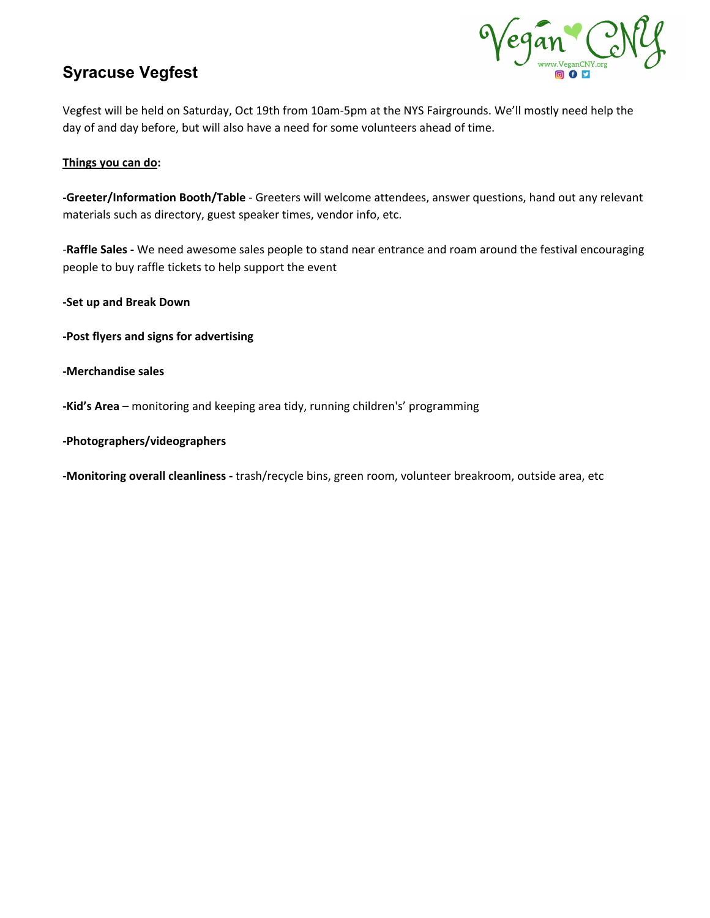## Syracuse Vegfest

Vegfest will be held on Saturday, Oct 19th from 10am-5pm at the NYS Fairgrounds. We'll mostly need help the day of and day before, but will also have a need for some volunteers ahead of time.

**Things you can do:**

**-Greeter/Information Booth/Table** - Greeters will welcome attendees, answer questions, hand out any relevant materials such as directory, guest speaker times, vendor info, etc.

-**Raffle Sales -** We need awesome sales people to stand near entrance and roam around the festival encouraging people to buy raffle tickets to help support the event

**-Set up and Break Down**

**-Post flyers and signs for advertising**

**-Merchandise sales**

**-Kid's Area** – monitoring and keeping area tidy, running children's' programming

**-Photographers/videographers**

**-Monitoring overall cleanliness -** trash/recycle bins, green room, volunteer breakroom, outside area, etc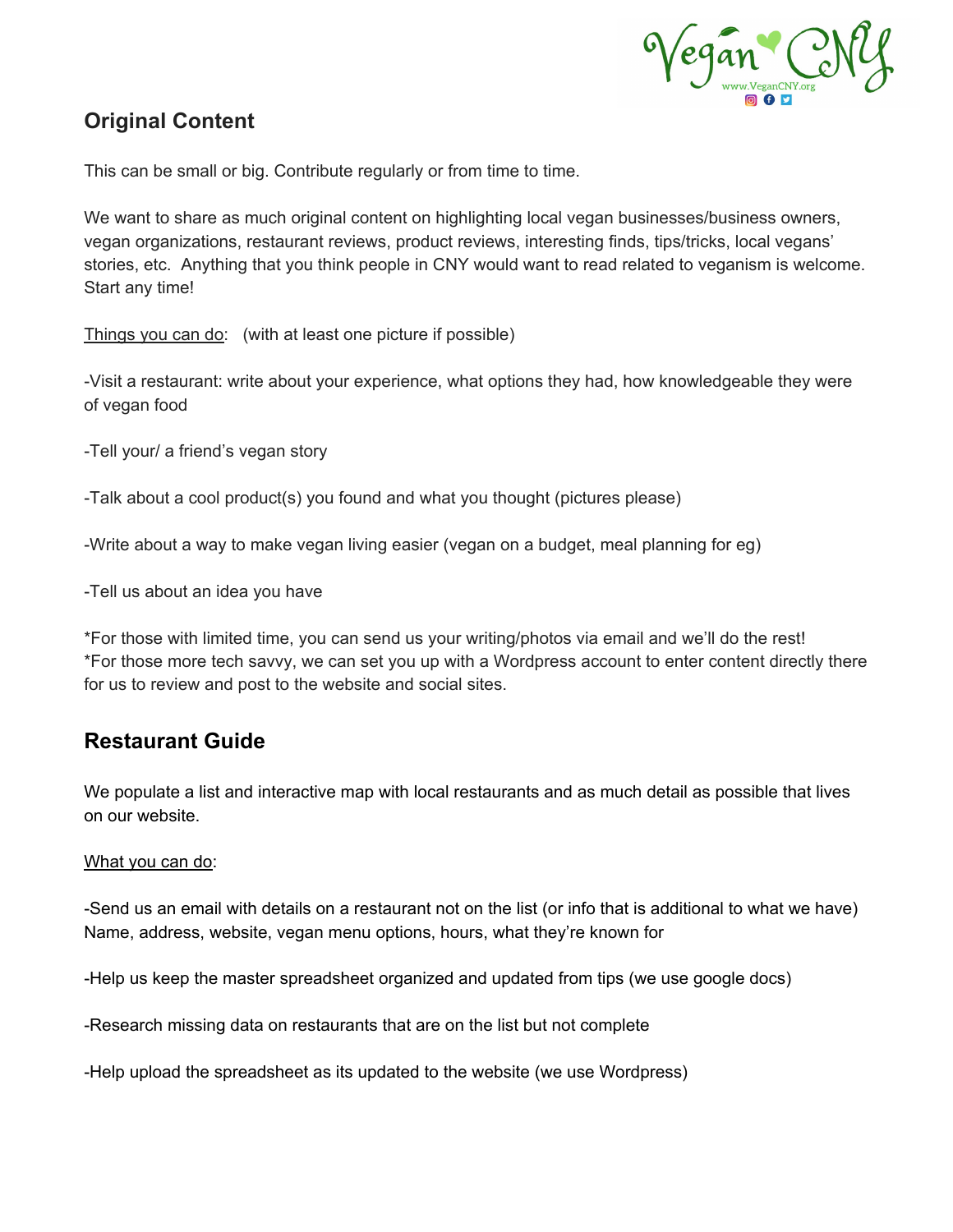## Original Content

This can be small or big. Contribute regularly or from time to time.

We want to share as much original content on highlighting local vegan businesses/business owners, vegan organizations, restaurant reviews, product reviews, interesting finds, tips/tricks, local vegans' stories, etc. Anything that you think people in CNY would want to read related to veganism is welcome. Start any time!

<u>Things you can do</u>: (with at least one picture if possible)

-Visit a restaurant: write about your experience, what options they had, how knowledgeable they were of vegan food

-Tell your/ a friend's vegan story

-Talk about a cool product(s) you found and what you thought (pictures please)

-Write about a way to make vegan living easier (vegan on a budget, meal planning for eg)

-Tell us about an idea you have

*For those with limited time, you can send us your writing/photos via email and we'll do the rest!
*For those more tech savvy, we can set you up with a Wordpress account to enter content directly there for us to review and post to the website and social sites.

## Restaurant Guide

We populate a list and interactive map with local restaurants and as much detail as possible that lives on our website.

<u>What you can do</u>:

-Send us an email with details on a restaurant not on the list (or info that is additional to what we have) Name, address, website, vegan menu options, hours, what they're known for

-Help us keep the master spreadsheet organized and updated from tips (we use google docs)

-Research missing data on restaurants that are on the list but not complete

-Help upload the spreadsheet as its updated to the website (we use Wordpress)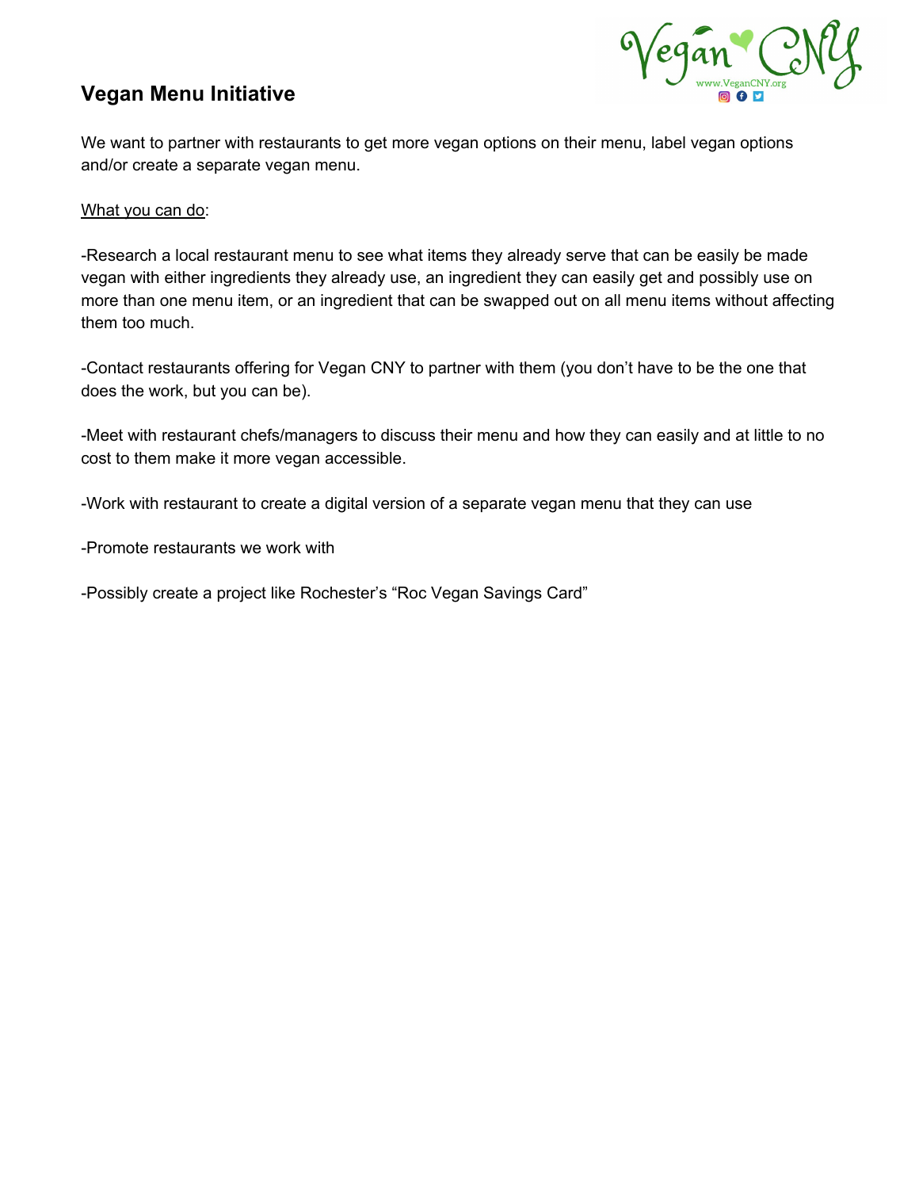## Vegan Menu Initiative

We want to partner with restaurants to get more vegan options on their menu, label vegan options and/or create a separate vegan menu.

What you can do:

-Research a local restaurant menu to see what items they already serve that can be easily be made vegan with either ingredients they already use, an ingredient they can easily get and possibly use on more than one menu item, or an ingredient that can be swapped out on all menu items without affecting them too much.

-Contact restaurants offering for Vegan CNY to partner with them (you don't have to be the one that does the work, but you can be).

-Meet with restaurant chefs/managers to discuss their menu and how they can easily and at little to no cost to them make it more vegan accessible.

-Work with restaurant to create a digital version of a separate vegan menu that they can use

-Promote restaurants we work with

-Possibly create a project like Rochester's "Roc Vegan Savings Card"